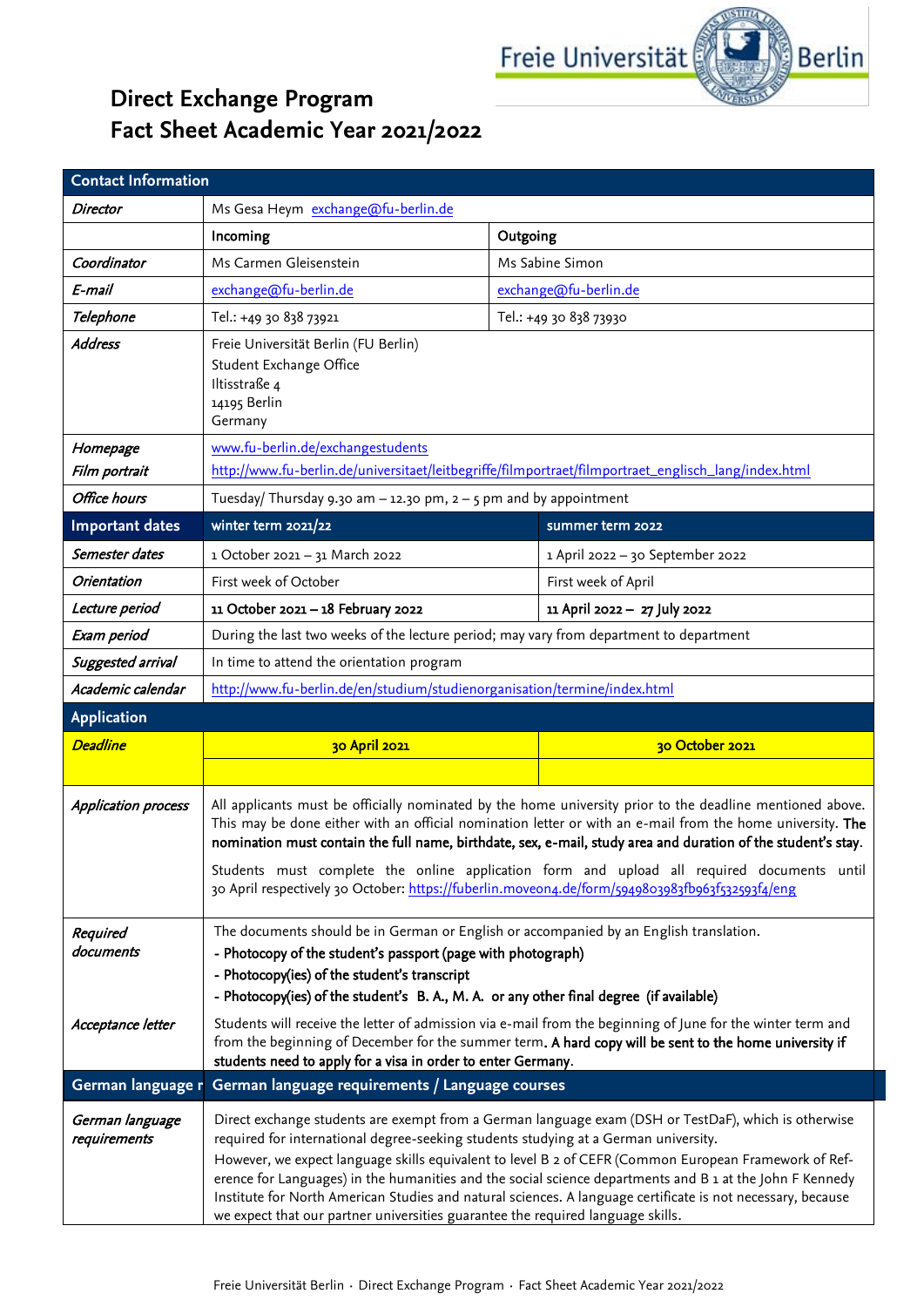# Direct Exchange Program
# Fact Sheet Academic Year 2021/2022

| Contact Information | | |
|---|---|---|
| *Director* | Ms Gesa Heym exchange@fu-berlin.de | |
| | Incoming | Outgoing |
| *Coordinator* | Ms Carmen Gleisenstein | Ms Sabine Simon |
| *E-mail* | exchange@fu-berlin.de | exchange@fu-berlin.de |
| *Telephone* | Tel.: +49 30 838 73921 | Tel.: +49 30 838 73930 |
| *Address* | Freie Universität Berlin (FU Berlin)<br>Student Exchange Office<br>Iltisstraße 4<br>14195 Berlin<br>Germany | |
| *Homepage*<br>*Film portrait* | www.fu-berlin.de/exchangestudents<br>http://www.fu-berlin.de/universitaet/leitbegriffe/filmportraet/filmportraet_englisch_lang/index.html | |
| *Office hours* | Tuesday/ Thursday 9.30 am – 12.30 pm, 2 – 5 pm and by appointment | |

| Important dates | winter term 2021/22 | summer term 2022 |
|---|---|---|
| *Semester dates* | 1 October 2021 – 31 March 2022 | 1 April 2022 – 30 September 2022 |
| *Orientation* | First week of October | First week of April |
| *Lecture period* | **11 October 2021 – 18 February 2022** | **11 April 2022 – 27 July 2022** |
| *Exam period* | During the last two weeks of the lecture period; may vary from department to department | |
| *Suggested arrival* | In time to attend the orientation program | |
| *Academic calendar* | http://www.fu-berlin.de/en/studium/studienorganisation/termine/index.html | |

| Application | | |
|---|---|---|
| ***Deadline*** | **30 April 2021** | **30 October 2021** |
| *Application process* | All applicants must be officially nominated by the home university prior to the deadline mentioned above. This may be done either with an official nomination letter or with an e-mail from the home university. **The nomination must contain the full name, birthdate, sex, e-mail, study area and duration of the student's stay.**<br><br>Students must complete the online application form and upload all required documents until 30 April respectively 30 October: https://fuberlin.moveon4.de/form/5949803983fb963f532593f4/eng | |
| *Required documents* | The documents should be in German or English or accompanied by an English translation.<br>**- Photocopy of the student's passport (page with photograph)**<br>**- Photocopy(ies) of the student's transcript**<br>**- Photocopy(ies) of the student's B. A., M. A. or any other final degree (if available)** | |
| *Acceptance letter* | Students will receive the letter of admission via e-mail from the beginning of June for the winter term and from the beginning of December for the summer term. **A hard copy will be sent to the home university if students need to apply for a visa in order to enter Germany.** | |

| German language requirements / Language courses | |
|---|---|
| *German language requirements* | Direct exchange students are exempt from a German language exam (DSH or TestDaF), which is otherwise required for international degree-seeking students studying at a German university.<br>However, we expect language skills equivalent to level B 2 of CEFR (Common European Framework of Reference for Languages) in the humanities and the social science departments and B 1 at the John F Kennedy Institute for North American Studies and natural sciences. A language certificate is not necessary, because we expect that our partner universities guarantee the required language skills. |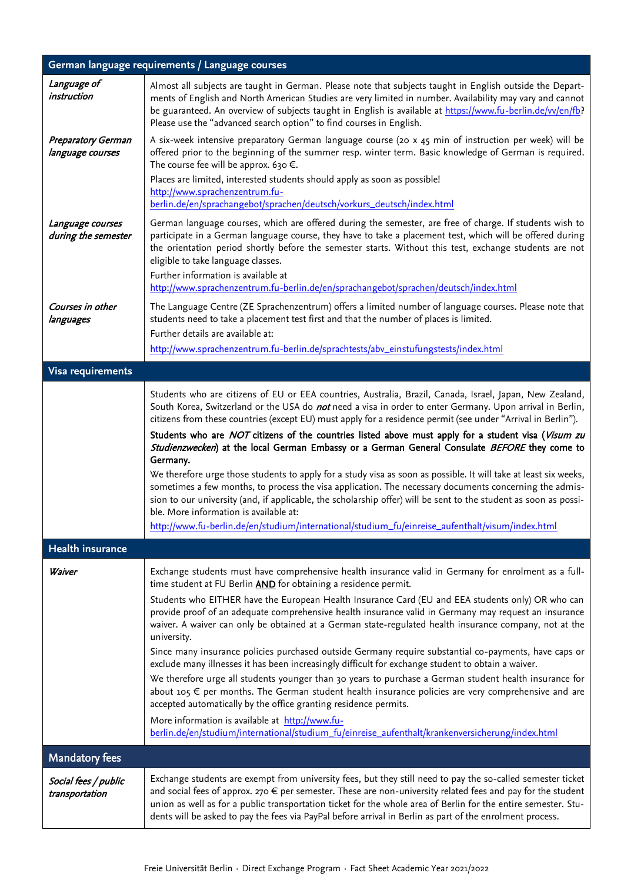| German language requirements / Language courses | |
|---|---|
| *Language of instruction* | Almost all subjects are taught in German. Please note that subjects taught in English outside the Departments of English and North American Studies are very limited in number. Availability may vary and cannot be guaranteed. An overview of subjects taught in English is available at https://www.fu-berlin.de/vv/en/fb? Please use the "advanced search option" to find courses in English. |
| *Preparatory German language courses* | A six-week intensive preparatory German language course (20 x 45 min of instruction per week) will be offered prior to the beginning of the summer resp. winter term. Basic knowledge of German is required. The course fee will be approx. 630 €. Places are limited, interested students should apply as soon as possible! http://www.sprachenzentrum.fu-berlin.de/en/sprachangebot/sprachen/deutsch/vorkurs_deutsch/index.html |
| *Language courses during the semester* | German language courses, which are offered during the semester, are free of charge. If students wish to participate in a German language course, they have to take a placement test, which will be offered during the orientation period shortly before the semester starts. Without this test, exchange students are not eligible to take language classes. Further information is available at http://www.sprachenzentrum.fu-berlin.de/en/sprachangebot/sprachen/deutsch/index.html |
| *Courses in other languages* | The Language Centre (ZE Sprachenzentrum) offers a limited number of language courses. Please note that students need to take a placement test first and that the number of places is limited. Further details are available at: http://www.sprachenzentrum.fu-berlin.de/sprachtests/abv_einstufungstests/index.html |

| Visa requirements | |
|---|---|
| | Students who are citizens of EU or EEA countries, Australia, Brazil, Canada, Israel, Japan, New Zealand, South Korea, Switzerland or the USA do ***not*** need a visa in order to enter Germany. Upon arrival in Berlin, citizens from these countries (except EU) must apply for a residence permit (see under "Arrival in Berlin"). **Students who are *NOT* citizens of the countries listed above must apply for a student visa (*Visum zu Studienzwecken*) at the local German Embassy or a German General Consulate *BEFORE* they come to Germany.** We therefore urge those students to apply for a study visa as soon as possible. It will take at least six weeks, sometimes a few months, to process the visa application. The necessary documents concerning the admission to our university (and, if applicable, the scholarship offer) will be sent to the student as soon as possible. More information is available at: http://www.fu-berlin.de/en/studium/international/studium_fu/einreise_aufenthalt/visum/index.html |

| Health insurance | |
|---|---|
| *Waiver* | Exchange students must have comprehensive health insurance valid in Germany for enrolment as a full-time student at FU Berlin **AND** for obtaining a residence permit. Students who EITHER have the European Health Insurance Card (EU and EEA students only) OR who can provide proof of an adequate comprehensive health insurance valid in Germany may request an insurance waiver. A waiver can only be obtained at a German state-regulated health insurance company, not at the university. Since many insurance policies purchased outside Germany require substantial co-payments, have caps or exclude many illnesses it has been increasingly difficult for exchange student to obtain a waiver. We therefore urge all students younger than 30 years to purchase a German student health insurance for about 105 € per months. The German student health insurance policies are very comprehensive and are accepted automatically by the office granting residence permits. More information is available at http://www.fu-berlin.de/en/studium/international/studium_fu/einreise_aufenthalt/krankenversicherung/index.html |

| Mandatory fees | |
|---|---|
| *Social fees / public transportation* | Exchange students are exempt from university fees, but they still need to pay the so-called semester ticket and social fees of approx. 270 € per semester. These are non-university related fees and pay for the student union as well as for a public transportation ticket for the whole area of Berlin for the entire semester. Students will be asked to pay the fees via PayPal before arrival in Berlin as part of the enrolment process. |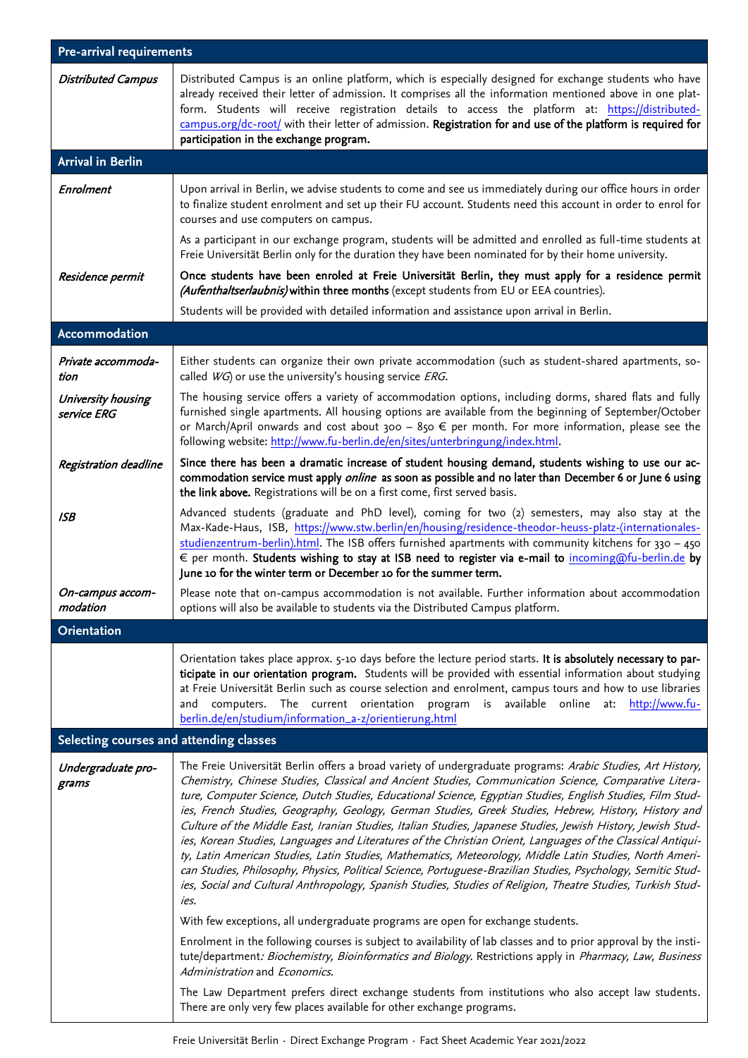| **Pre-arrival requirements** | |
|---|---|
| *Distributed Campus* | Distributed Campus is an online platform, which is especially designed for exchange students who have already received their letter of admission. It comprises all the information mentioned above in one platform. Students will receive registration details to access the platform at: https://distributed-campus.org/dc-root/ with their letter of admission. **Registration for and use of the platform is required for participation in the exchange program.** |
| **Arrival in Berlin** | |
| *Enrolment* | Upon arrival in Berlin, we advise students to come and see us immediately during our office hours in order to finalize student enrolment and set up their FU account. Students need this account in order to enrol for courses and use computers on campus. As a participant in our exchange program, students will be admitted and enrolled as full-time students at Freie Universität Berlin only for the duration they have been nominated for by their home university. |
| *Residence permit* | **Once students have been enroled at Freie Universität Berlin, they must apply for a residence permit *(Aufenthaltserlaubnis)* within three months** (except students from EU or EEA countries). Students will be provided with detailed information and assistance upon arrival in Berlin. |
| **Accommodation** | |
| *Private accommodation* | Either students can organize their own private accommodation (such as student-shared apartments, so-called *WG*) or use the university's housing service *ERG*. |
| *University housing service ERG* | The housing service offers a variety of accommodation options, including dorms, shared flats and fully furnished single apartments. All housing options are available from the beginning of September/October or March/April onwards and cost about 300 – 850 € per month. For more information, please see the following website: http://www.fu-berlin.de/en/sites/unterbringung/index.html. |
| *Registration deadline* | **Since there has been a dramatic increase of student housing demand, students wishing to use our accommodation service must apply *online* as soon as possible and no later than December 6 or June 6 using the link above.** Registrations will be on a first come, first served basis. |
| *ISB* | Advanced students (graduate and PhD level), coming for two (2) semesters, may also stay at the Max-Kade-Haus, ISB, https://www.stw.berlin/en/housing/residence-theodor-heuss-platz-(internationales-studienzentrum-berlin).html. The ISB offers furnished apartments with community kitchens for 330 – 450 € per month. **Students wishing to stay at ISB need to register via e-mail to incoming@fu-berlin.de by June 10 for the winter term or December 10 for the summer term.** |
| *On-campus accommodation* | Please note that on-campus accommodation is not available. Further information about accommodation options will also be available to students via the Distributed Campus platform. |
| **Orientation** | |
| | Orientation takes place approx. 5-10 days before the lecture period starts. **It is absolutely necessary to participate in our orientation program.** Students will be provided with essential information about studying at Freie Universität Berlin such as course selection and enrolment, campus tours and how to use libraries and computers. The current orientation program is available online at: http://www.fu-berlin.de/en/studium/information_a-z/orientierung.html |
| **Selecting courses and attending classes** | |
| *Undergraduate programs* | The Freie Universität Berlin offers a broad variety of undergraduate programs: *Arabic Studies, Art History, Chemistry, Chinese Studies, Classical and Ancient Studies, Communication Science, Comparative Literature, Computer Science, Dutch Studies, Educational Science, Egyptian Studies, English Studies, Film Studies, French Studies, Geography, Geology, German Studies, Greek Studies, Hebrew, History, History and Culture of the Middle East, Iranian Studies, Italian Studies, Japanese Studies, Jewish History, Jewish Studies, Korean Studies, Languages and Literatures of the Christian Orient, Languages of the Classical Antiquity, Latin American Studies, Latin Studies, Mathematics, Meteorology, Middle Latin Studies, North American Studies, Philosophy, Physics, Political Science, Portuguese-Brazilian Studies, Psychology, Semitic Studies, Social and Cultural Anthropology, Spanish Studies, Studies of Religion, Theatre Studies, Turkish Studies.* With few exceptions, all undergraduate programs are open for exchange students. Enrolment in the following courses is subject to availability of lab classes and to prior approval by the institute/department*: Biochemistry, Bioinformatics and Biology*. Restrictions apply in *Pharmacy, Law, Business Administration* and *Economics*. The Law Department prefers direct exchange students from institutions who also accept law students. There are only very few places available for other exchange programs. |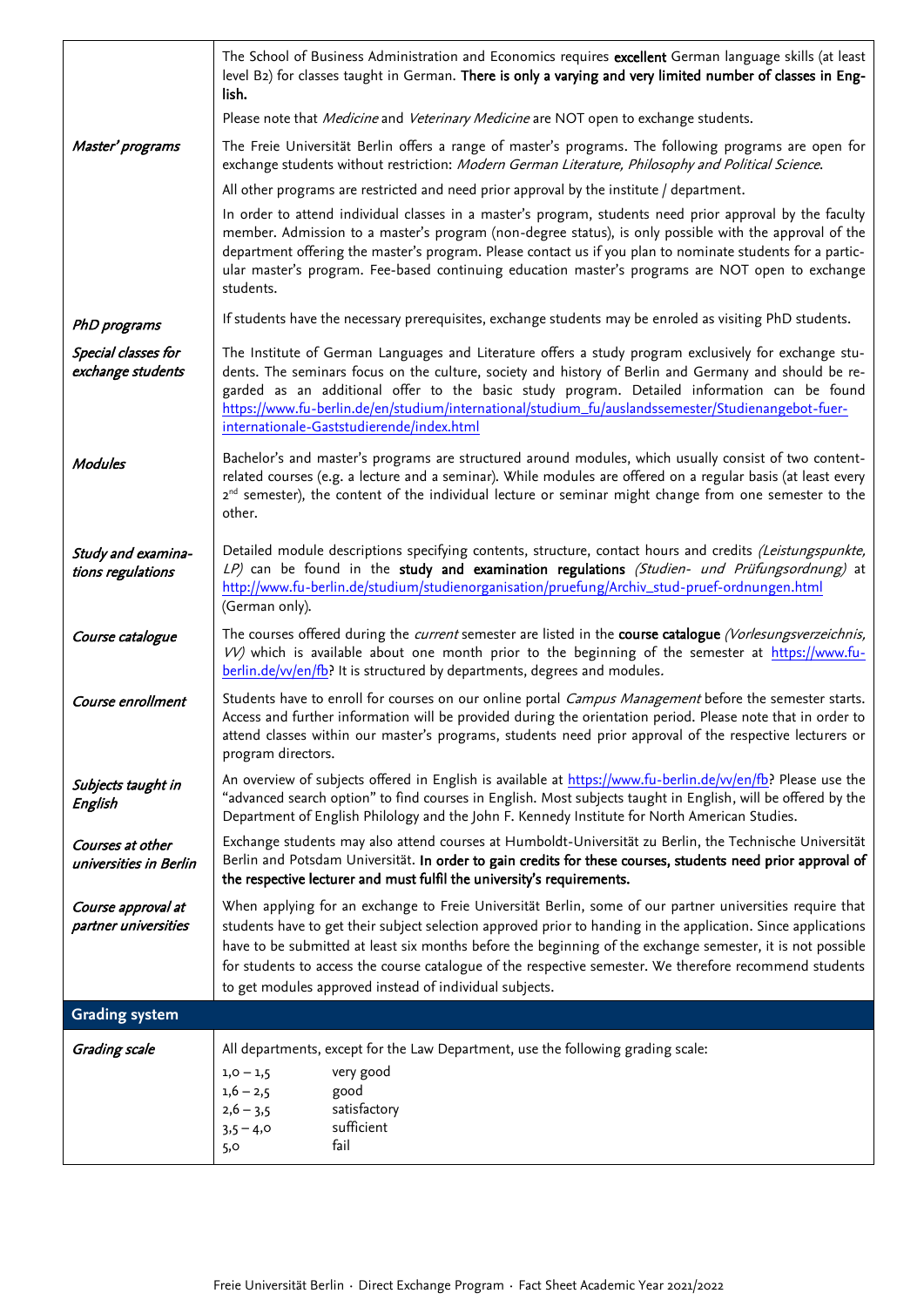| | |
|---|---|
| | The School of Business Administration and Economics requires **excellent** German language skills (at least level B2) for classes taught in German. **There is only a varying and very limited number of classes in English.** |
| | Please note that *Medicine* and *Veterinary Medicine* are NOT open to exchange students. |
| *Master' programs* | The Freie Universität Berlin offers a range of master's programs. The following programs are open for exchange students without restriction: *Modern German Literature, Philosophy and Political Science*. |
| | All other programs are restricted and need prior approval by the institute / department. |
| | In order to attend individual classes in a master's program, students need prior approval by the faculty member. Admission to a master's program (non-degree status), is only possible with the approval of the department offering the master's program. Please contact us if you plan to nominate students for a particular master's program. Fee-based continuing education master's programs are NOT open to exchange students. |
| *PhD programs* | If students have the necessary prerequisites, exchange students may be enroled as visiting PhD students. |
| *Special classes for exchange students* | The Institute of German Languages and Literature offers a study program exclusively for exchange students. The seminars focus on the culture, society and history of Berlin and Germany and should be regarded as an additional offer to the basic study program. Detailed information can be found https://www.fu-berlin.de/en/studium/international/studium_fu/auslandssemester/Studienangebot-fuer-internationale-Gaststudierende/index.html |
| *Modules* | Bachelor's and master's programs are structured around modules, which usually consist of two content-related courses (e.g. a lecture and a seminar). While modules are offered on a regular basis (at least every 2nd semester), the content of the individual lecture or seminar might change from one semester to the other. |
| *Study and examinations regulations* | Detailed module descriptions specifying contents, structure, contact hours and credits *(Leistungspunkte, LP)* can be found in the **study and examination regulations** *(Studien- und Prüfungsordnung)* at http://www.fu-berlin.de/studium/studienorganisation/pruefung/Archiv_stud-pruef-ordnungen.html (German only). |
| *Course catalogue* | The courses offered during the *current* semester are listed in the **course catalogue** *(Vorlesungsverzeichnis, VV)* which is available about one month prior to the beginning of the semester at https://www.fu-berlin.de/vv/en/fb? It is structured by departments, degrees and modules. |
| *Course enrollment* | Students have to enroll for courses on our online portal *Campus Management* before the semester starts. Access and further information will be provided during the orientation period. Please note that in order to attend classes within our master's programs, students need prior approval of the respective lecturers or program directors. |
| *Subjects taught in English* | An overview of subjects offered in English is available at https://www.fu-berlin.de/vv/en/fb? Please use the "advanced search option" to find courses in English. Most subjects taught in English, will be offered by the Department of English Philology and the John F. Kennedy Institute for North American Studies. |
| *Courses at other universities in Berlin* | Exchange students may also attend courses at Humboldt-Universität zu Berlin, the Technische Universität Berlin and Potsdam Universität. **In order to gain credits for these courses, students need prior approval of the respective lecturer and must fulfil the university's requirements.** |
| *Course approval at partner universities* | When applying for an exchange to Freie Universität Berlin, some of our partner universities require that students have to get their subject selection approved prior to handing in the application. Since applications have to be submitted at least six months before the beginning of the exchange semester, it is not possible for students to access the course catalogue of the respective semester. We therefore recommend students to get modules approved instead of individual subjects. |

## Grading system

| | |
|---|---|
| *Grading scale* | All departments, except for the Law Department, use the following grading scale:<br>1,0 – 1,5 very good<br>1,6 – 2,5 good<br>2,6 – 3,5 satisfactory<br>3,5 – 4,0 sufficient<br>5,0 fail |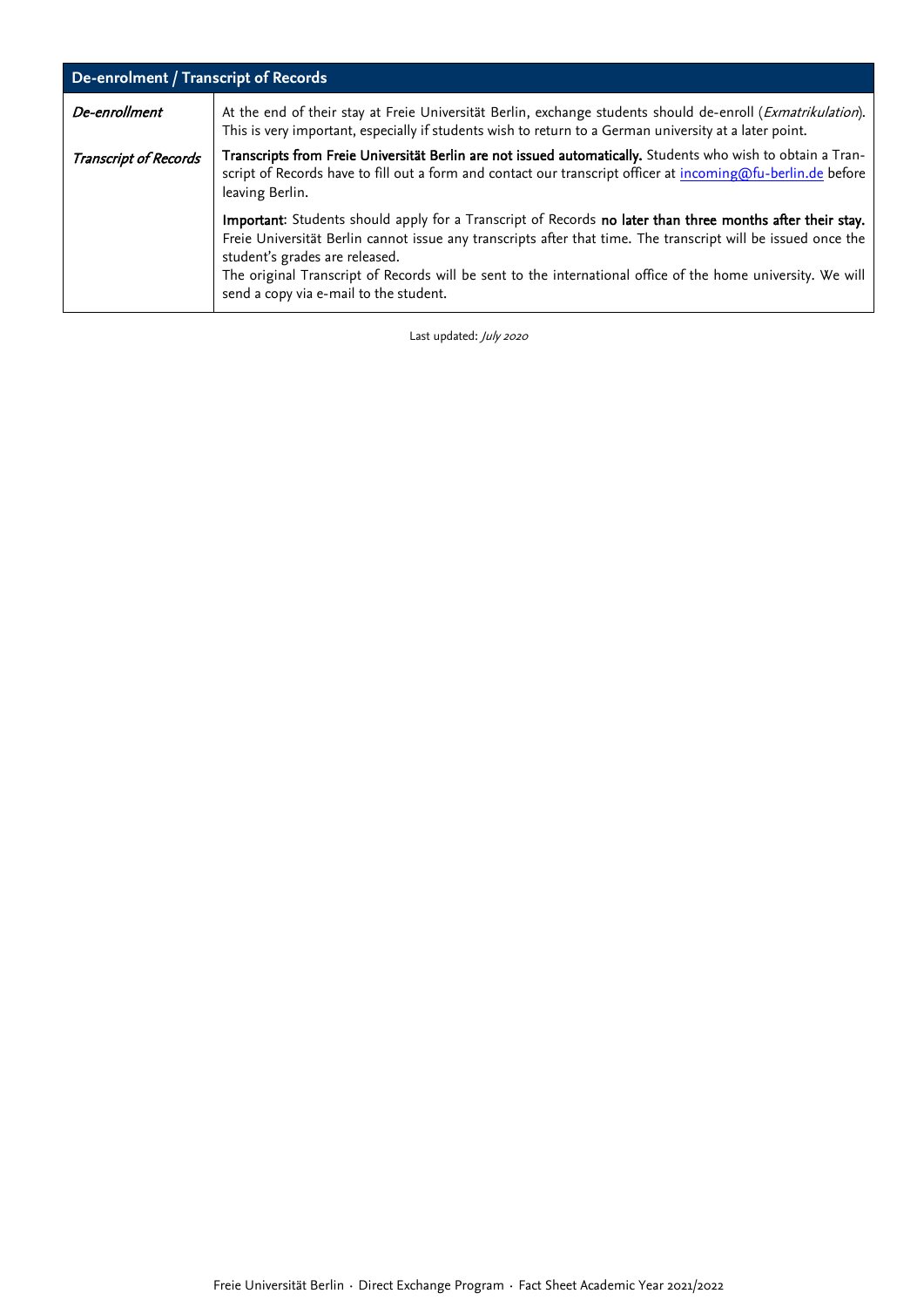| De-enrolment / Transcript of Records | |
|---|---|
| *De-enrollment* | At the end of their stay at Freie Universität Berlin, exchange students should de-enroll (*Exmatrikulation*). This is very important, especially if students wish to return to a German university at a later point. |
| *Transcript of Records* | **Transcripts from Freie Universität Berlin are not issued automatically.** Students who wish to obtain a Transcript of Records have to fill out a form and contact our transcript officer at [incoming@fu-berlin.de](mailto:incoming@fu-berlin.de) before leaving Berlin.<br><br>**Important**: Students should apply for a Transcript of Records **no later than three months after their stay.** Freie Universität Berlin cannot issue any transcripts after that time. The transcript will be issued once the student's grades are released.<br>The original Transcript of Records will be sent to the international office of the home university. We will send a copy via e-mail to the student. |

Last updated: *July 2020*